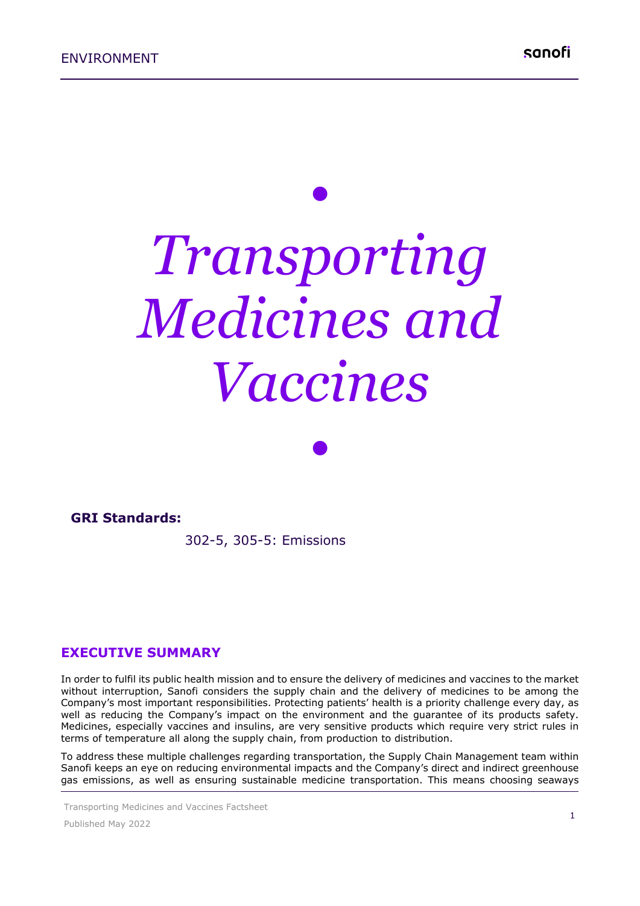ENVIRONMENT

# *Transporting Medicines and Vaccines*

**GRI Standards:**

302-5, 305-5: Emissions

## EXECUTIVE SUMMARY

In order to fulfil its public health mission and to ensure the delivery of medicines and vaccines to the market without interruption, Sanofi considers the supply chain and the delivery of medicines to be among the Company's most important responsibilities. Protecting patients' health is a priority challenge every day, as well as reducing the Company's impact on the environment and the guarantee of its products safety. Medicines, especially vaccines and insulins, are very sensitive products which require very strict rules in terms of temperature all along the supply chain, from production to distribution.

To address these multiple challenges regarding transportation, the Supply Chain Management team within Sanofi keeps an eye on reducing environmental impacts and the Company's direct and indirect greenhouse gas emissions, as well as ensuring sustainable medicine transportation. This means choosing seaways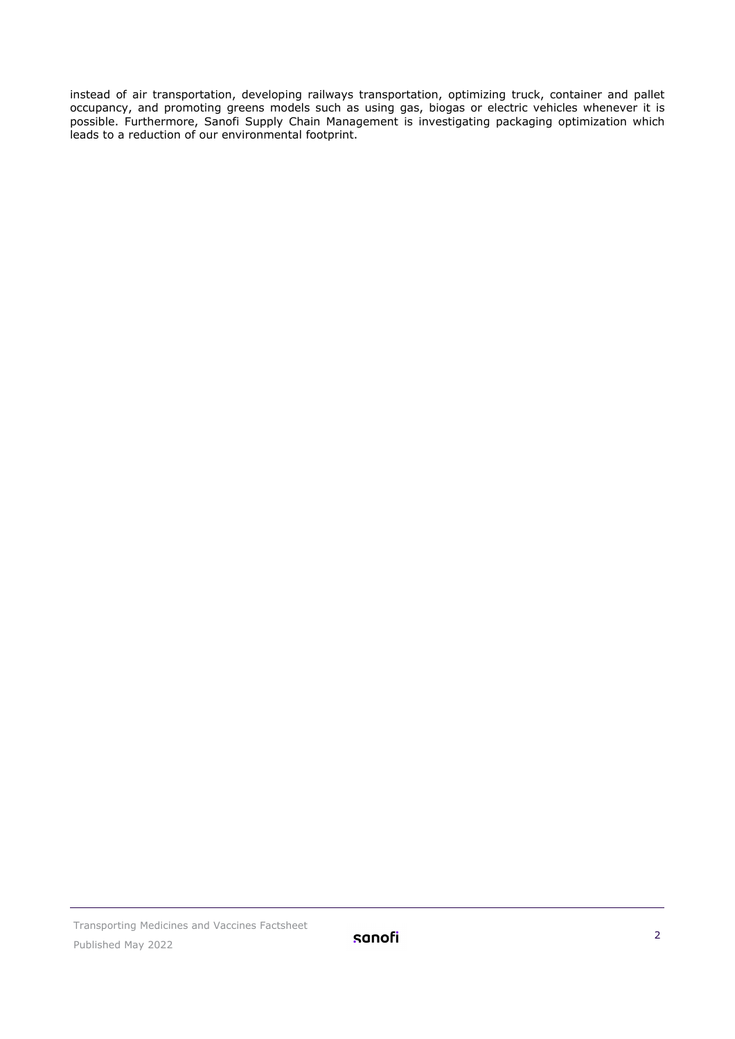instead of air transportation, developing railways transportation, optimizing truck, container and pallet occupancy, and promoting greens models such as using gas, biogas or electric vehicles whenever it is possible. Furthermore, Sanofi Supply Chain Management is investigating packaging optimization which leads to a reduction of our environmental footprint.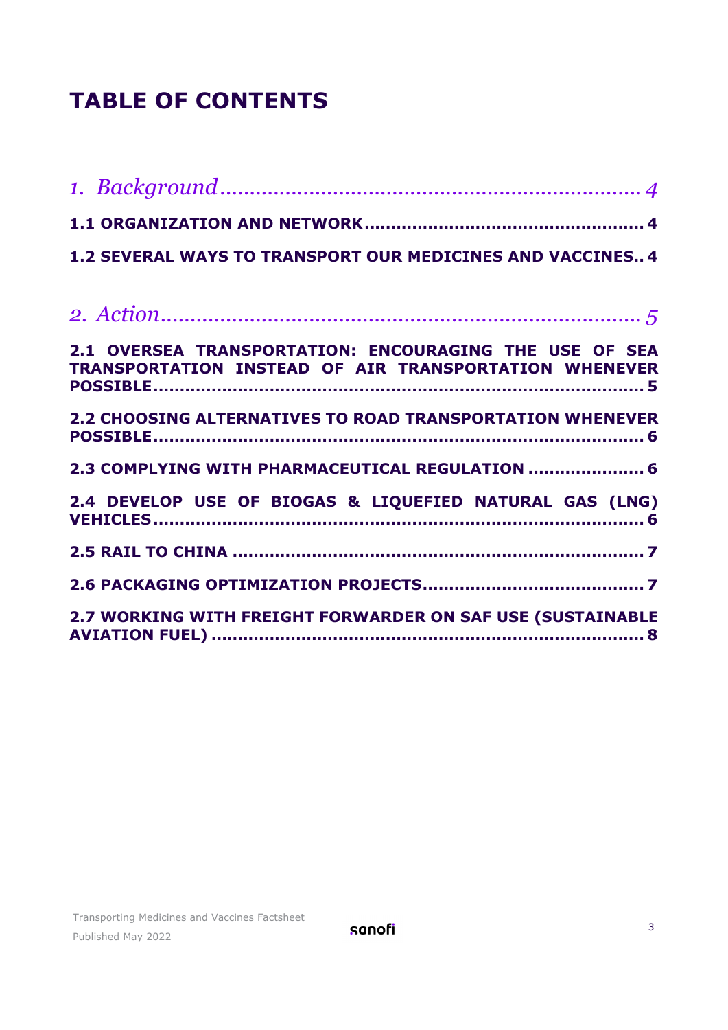# TABLE OF CONTENTS

*1. Background* ........................................................................ *4*

**1.1 ORGANIZATION AND NETWORK** ........................................................ **4**

**1.2 SEVERAL WAYS TO TRANSPORT OUR MEDICINES AND VACCINES.. 4**

*2. Action* ........................................................................ *5*

**2.1 OVERSEA TRANSPORTATION: ENCOURAGING THE USE OF SEA TRANSPORTATION INSTEAD OF AIR TRANSPORTATION WHENEVER POSSIBLE** ........................................................................ **5**

**2.2 CHOOSING ALTERNATIVES TO ROAD TRANSPORTATION WHENEVER POSSIBLE** ........................................................................ **6**

**2.3 COMPLYING WITH PHARMACEUTICAL REGULATION** ........................ **6**

**2.4 DEVELOP USE OF BIOGAS & LIQUEFIED NATURAL GAS (LNG) VEHICLES** ........................................................................ **6**

**2.5 RAIL TO CHINA** ........................................................................ **7**

**2.6 PACKAGING OPTIMIZATION PROJECTS** ........................................ **7**

**2.7 WORKING WITH FREIGHT FORWARDER ON SAF USE (SUSTAINABLE AVIATION FUEL)** ........................................................................ **8**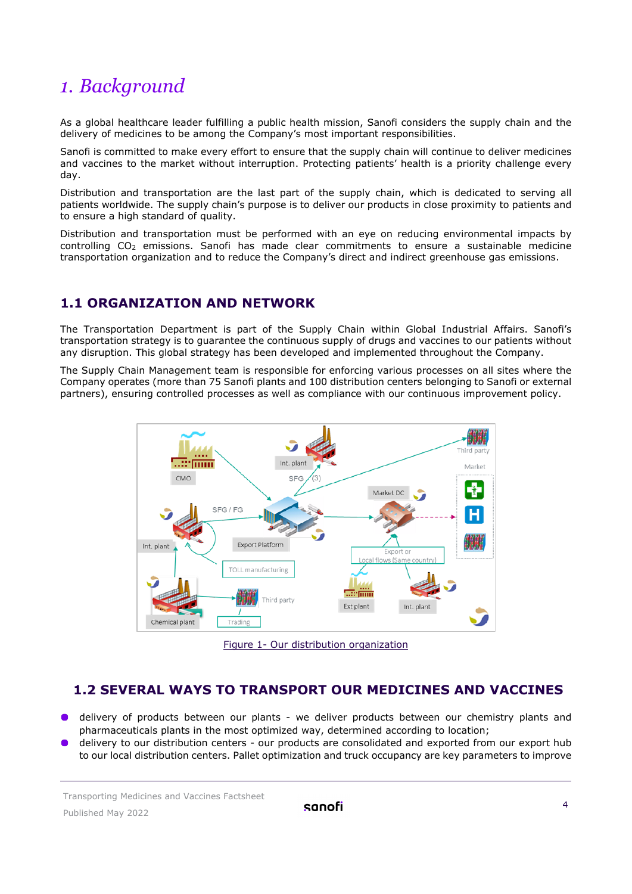# 1. Background

As a global healthcare leader fulfilling a public health mission, Sanofi considers the supply chain and the delivery of medicines to be among the Company's most important responsibilities.

Sanofi is committed to make every effort to ensure that the supply chain will continue to deliver medicines and vaccines to the market without interruption. Protecting patients' health is a priority challenge every day.

Distribution and transportation are the last part of the supply chain, which is dedicated to serving all patients worldwide. The supply chain's purpose is to deliver our products in close proximity to patients and to ensure a high standard of quality.

Distribution and transportation must be performed with an eye on reducing environmental impacts by controlling $CO_2$ emissions. Sanofi has made clear commitments to ensure a sustainable medicine transportation organization and to reduce the Company's direct and indirect greenhouse gas emissions.

## 1.1 ORGANIZATION AND NETWORK

The Transportation Department is part of the Supply Chain within Global Industrial Affairs. Sanofi's transportation strategy is to guarantee the continuous supply of drugs and vaccines to our patients without any disruption. This global strategy has been developed and implemented throughout the Company.

The Supply Chain Management team is responsible for enforcing various processes on all sites where the Company operates (more than 75 Sanofi plants and 100 distribution centers belonging to Sanofi or external partners), ensuring controlled processes as well as compliance with our continuous improvement policy.

Figure 1- Our distribution organization

## 1.2 SEVERAL WAYS TO TRANSPORT OUR MEDICINES AND VACCINES

- delivery of products between our plants - we deliver products between our chemistry plants and pharmaceuticals plants in the most optimized way, determined according to location;
- delivery to our distribution centers - our products are consolidated and exported from our export hub to our local distribution centers. Pallet optimization and truck occupancy are key parameters to improve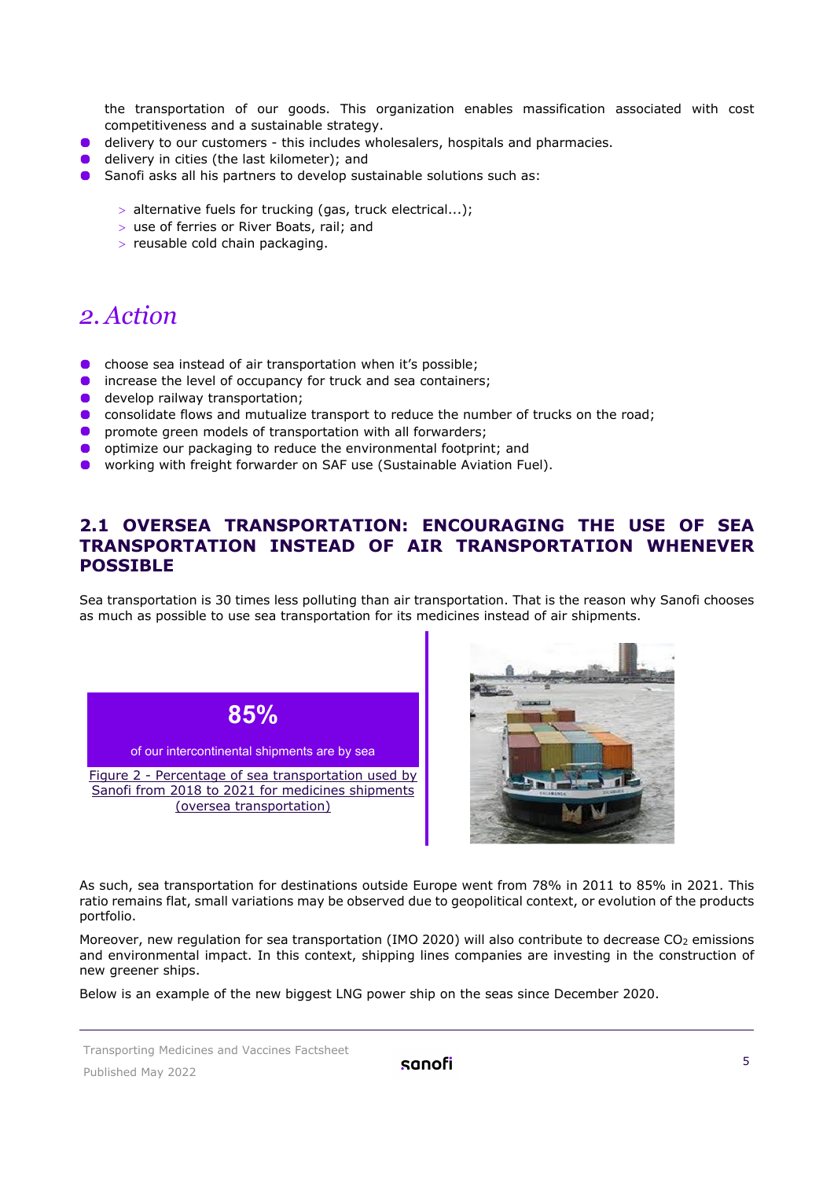the transportation of our goods. This organization enables massification associated with cost competitiveness and a sustainable strategy.

- delivery to our customers - this includes wholesalers, hospitals and pharmacies.
- delivery in cities (the last kilometer); and
- Sanofi asks all his partners to develop sustainable solutions such as:
  - alternative fuels for trucking (gas, truck electrical...);
  - use of ferries or River Boats, rail; and
  - reusable cold chain packaging.

# *2. Action*

- choose sea instead of air transportation when it's possible;
- increase the level of occupancy for truck and sea containers;
- develop railway transportation;
- consolidate flows and mutualize transport to reduce the number of trucks on the road;
- promote green models of transportation with all forwarders;
- optimize our packaging to reduce the environmental footprint; and
- working with freight forwarder on SAF use (Sustainable Aviation Fuel).

## 2.1 OVERSEA TRANSPORTATION: ENCOURAGING THE USE OF SEA TRANSPORTATION INSTEAD OF AIR TRANSPORTATION WHENEVER POSSIBLE

Sea transportation is 30 times less polluting than air transportation. That is the reason why Sanofi chooses as much as possible to use sea transportation for its medicines instead of air shipments.

**85%**

of our intercontinental shipments are by sea

Figure 2 - Percentage of sea transportation used by Sanofi from 2018 to 2021 for medicines shipments (oversea transportation)

As such, sea transportation for destinations outside Europe went from 78% in 2011 to 85% in 2021. This ratio remains flat, small variations may be observed due to geopolitical context, or evolution of the products portfolio.

Moreover, new regulation for sea transportation (IMO 2020) will also contribute to decrease $CO_2$ emissions and environmental impact. In this context, shipping lines companies are investing in the construction of new greener ships.

Below is an example of the new biggest LNG power ship on the seas since December 2020.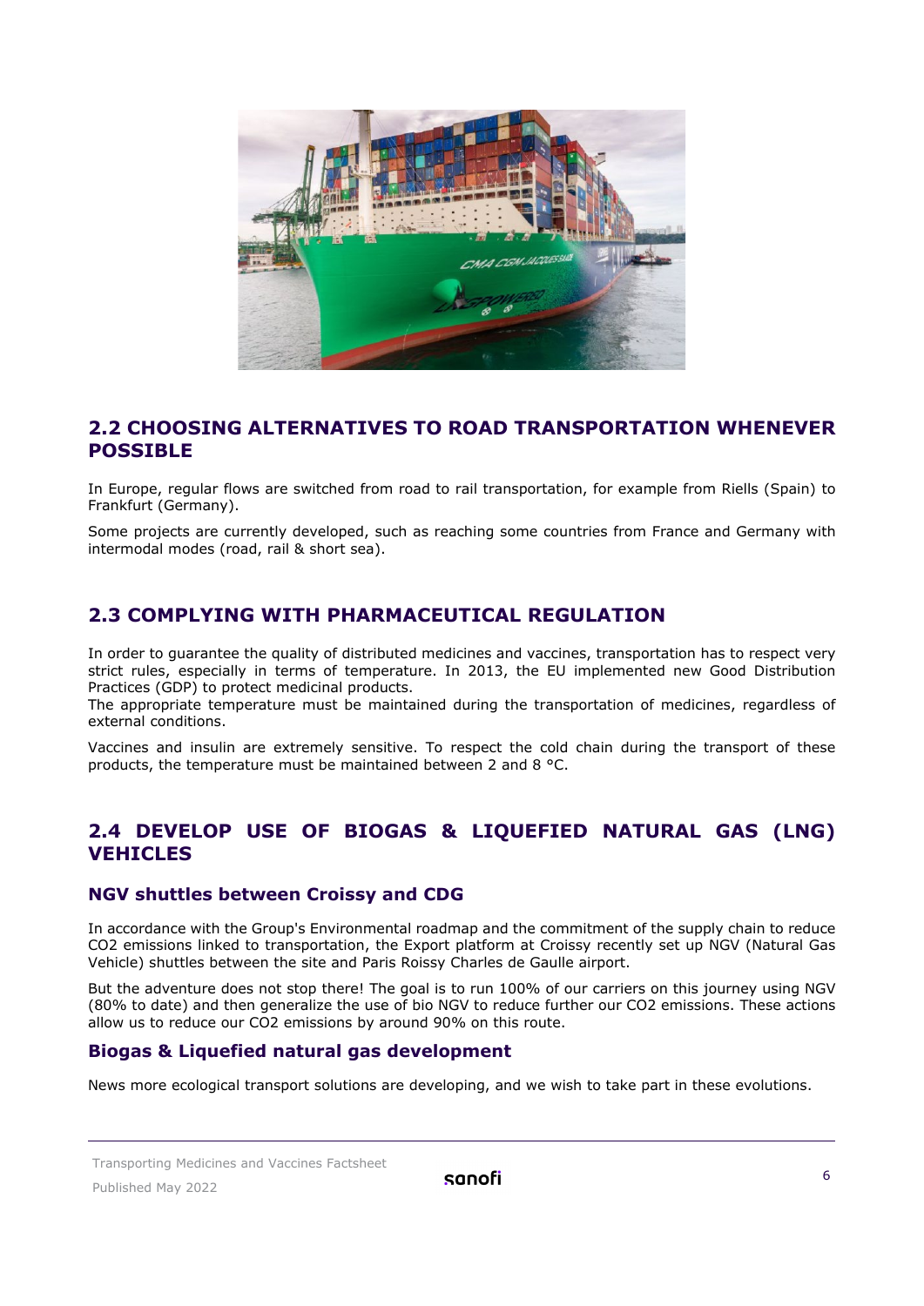## 2.2 CHOOSING ALTERNATIVES TO ROAD TRANSPORTATION WHENEVER POSSIBLE

In Europe, regular flows are switched from road to rail transportation, for example from Riells (Spain) to Frankfurt (Germany).

Some projects are currently developed, such as reaching some countries from France and Germany with intermodal modes (road, rail & short sea).

## 2.3 COMPLYING WITH PHARMACEUTICAL REGULATION

In order to guarantee the quality of distributed medicines and vaccines, transportation has to respect very strict rules, especially in terms of temperature. In 2013, the EU implemented new Good Distribution Practices (GDP) to protect medicinal products.
The appropriate temperature must be maintained during the transportation of medicines, regardless of external conditions.

Vaccines and insulin are extremely sensitive. To respect the cold chain during the transport of these products, the temperature must be maintained between 2 and 8 °C.

## 2.4 DEVELOP USE OF BIOGAS & LIQUEFIED NATURAL GAS (LNG) VEHICLES

### NGV shuttles between Croissy and CDG

In accordance with the Group's Environmental roadmap and the commitment of the supply chain to reduce $CO_2$ emissions linked to transportation, the Export platform at Croissy recently set up NGV (Natural Gas Vehicle) shuttles between the site and Paris Roissy Charles de Gaulle airport.

But the adventure does not stop there! The goal is to run 100% of our carriers on this journey using NGV (80% to date) and then generalize the use of bio NGV to reduce further our $CO_2$ emissions. These actions allow us to reduce our $CO_2$ emissions by around 90% on this route.

### Biogas & Liquefied natural gas development

News more ecological transport solutions are developing, and we wish to take part in these evolutions.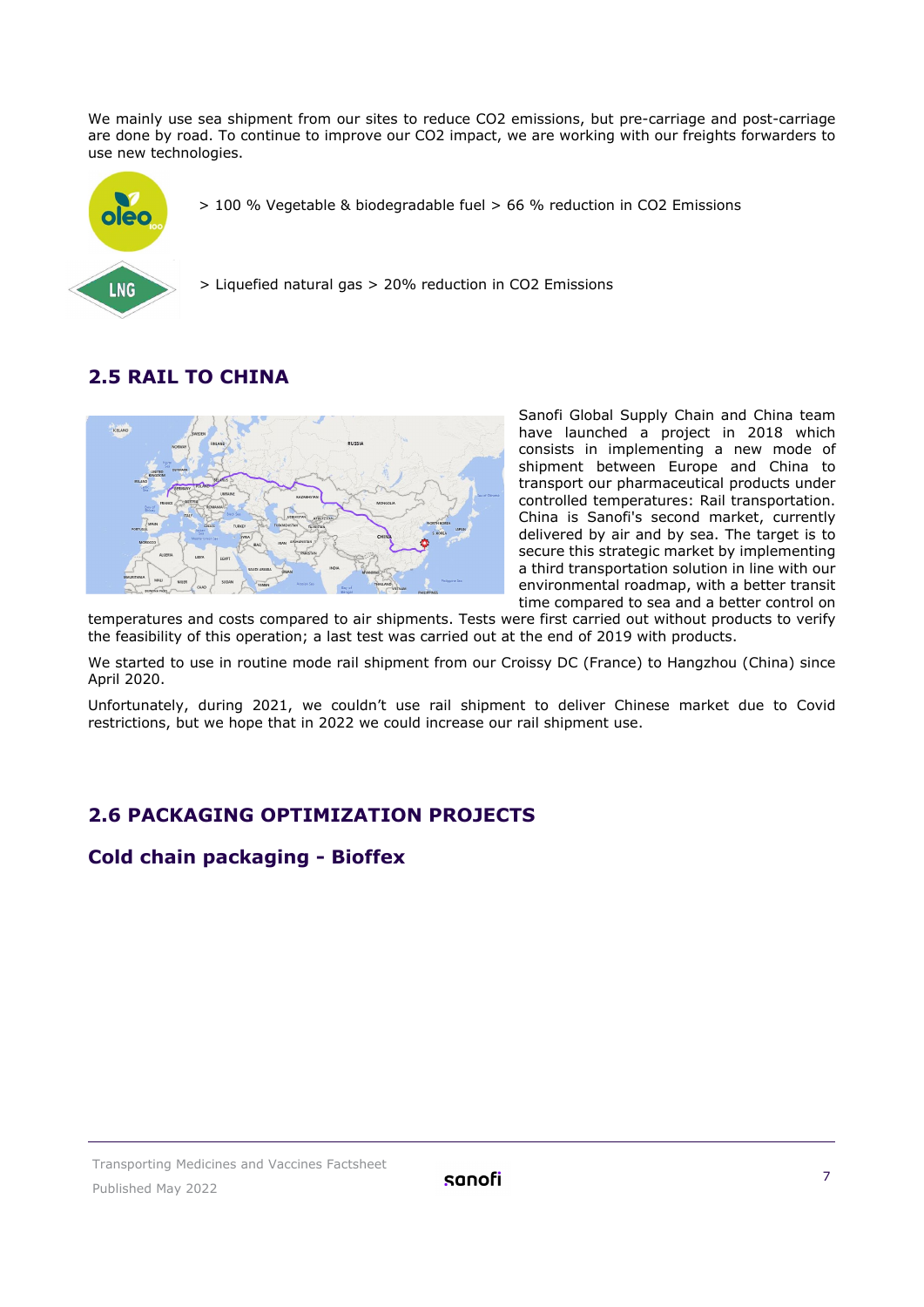We mainly use sea shipment from our sites to reduce $CO_2$ emissions, but pre-carriage and post-carriage are done by road. To continue to improve our $CO_2$ impact, we are working with our freights forwarders to use new technologies.

> 100 % Vegetable & biodegradable fuel > 66 % reduction in $CO_2$ Emissions

> Liquefied natural gas > 20% reduction in $CO_2$ Emissions

## 2.5 RAIL TO CHINA

Sanofi Global Supply Chain and China team have launched a project in 2018 which consists in implementing a new mode of shipment between Europe and China to transport our pharmaceutical products under controlled temperatures: Rail transportation. China is Sanofi's second market, currently delivered by air and by sea. The target is to secure this strategic market by implementing a third transportation solution in line with our environmental roadmap, with a better transit time compared to sea and a better control on temperatures and costs compared to air shipments. Tests were first carried out without products to verify the feasibility of this operation; a last test was carried out at the end of 2019 with products.

We started to use in routine mode rail shipment from our Croissy DC (France) to Hangzhou (China) since April 2020.

Unfortunately, during 2021, we couldn't use rail shipment to deliver Chinese market due to Covid restrictions, but we hope that in 2022 we could increase our rail shipment use.

## 2.6 PACKAGING OPTIMIZATION PROJECTS

### Cold chain packaging - Bioffex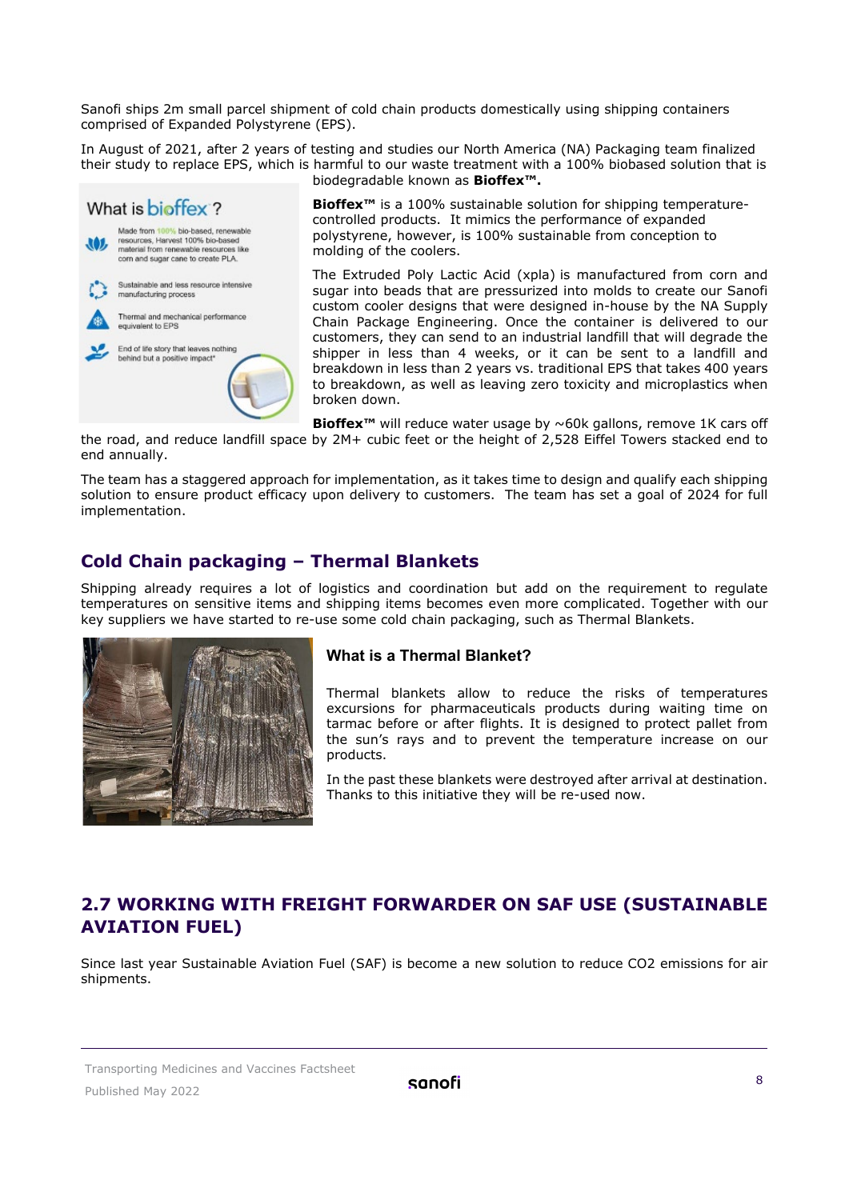Sanofi ships 2m small parcel shipment of cold chain products domestically using shipping containers comprised of Expanded Polystyrene (EPS).

In August of 2021, after 2 years of testing and studies our North America (NA) Packaging team finalized their study to replace EPS, which is harmful to our waste treatment with a 100% biobased solution that is biodegradable known as **Bioffex™.**

What is bioffex?

- Made from 100% bio-based, renewable resources. Harvest 100% bio-based material from renewable resources like corn and sugar cane to create PLA.
- Sustainable and less resource intensive manufacturing process
- Thermal and mechanical performance equivalent to EPS
- End of life story that leaves nothing behind but a positive impact*

**Bioffex™** is a 100% sustainable solution for shipping temperature-controlled products. It mimics the performance of expanded polystyrene, however, is 100% sustainable from conception to molding of the coolers.

The Extruded Poly Lactic Acid (xpla) is manufactured from corn and sugar into beads that are pressurized into molds to create our Sanofi custom cooler designs that were designed in-house by the NA Supply Chain Package Engineering. Once the container is delivered to our customers, they can send to an industrial landfill that will degrade the shipper in less than 4 weeks, or it can be sent to a landfill and breakdown in less than 2 years vs. traditional EPS that takes 400 years to breakdown, as well as leaving zero toxicity and microplastics when broken down.

**Bioffex™** will reduce water usage by ~60k gallons, remove 1K cars off the road, and reduce landfill space by 2M+ cubic feet or the height of 2,528 Eiffel Towers stacked end to end annually.

The team has a staggered approach for implementation, as it takes time to design and qualify each shipping solution to ensure product efficacy upon delivery to customers. The team has set a goal of 2024 for full implementation.

## Cold Chain packaging – Thermal Blankets

Shipping already requires a lot of logistics and coordination but add on the requirement to regulate temperatures on sensitive items and shipping items becomes even more complicated. Together with our key suppliers we have started to re-use some cold chain packaging, such as Thermal Blankets.

### What is a Thermal Blanket?

Thermal blankets allow to reduce the risks of temperatures excursions for pharmaceuticals products during waiting time on tarmac before or after flights. It is designed to protect pallet from the sun's rays and to prevent the temperature increase on our products.

In the past these blankets were destroyed after arrival at destination. Thanks to this initiative they will be re-used now.

## 2.7 WORKING WITH FREIGHT FORWARDER ON SAF USE (SUSTAINABLE AVIATION FUEL)

Since last year Sustainable Aviation Fuel (SAF) is become a new solution to reduce $CO_2$ emissions for air shipments.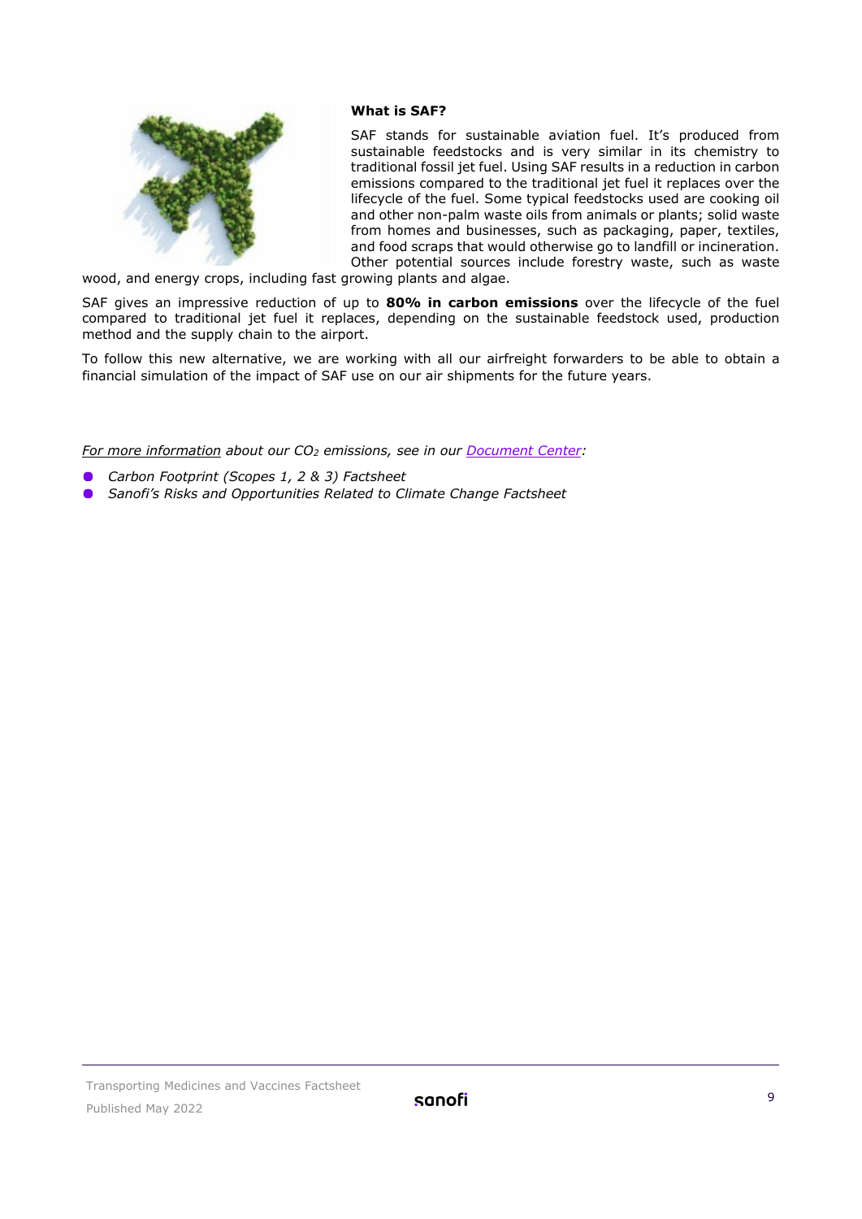### What is SAF?

SAF stands for sustainable aviation fuel. It's produced from sustainable feedstocks and is very similar in its chemistry to traditional fossil jet fuel. Using SAF results in a reduction in carbon emissions compared to the traditional jet fuel it replaces over the lifecycle of the fuel. Some typical feedstocks used are cooking oil and other non-palm waste oils from animals or plants; solid waste from homes and businesses, such as packaging, paper, textiles, and food scraps that would otherwise go to landfill or incineration. Other potential sources include forestry waste, such as waste wood, and energy crops, including fast growing plants and algae.

SAF gives an impressive reduction of up to **80% in carbon emissions** over the lifecycle of the fuel compared to traditional jet fuel it replaces, depending on the sustainable feedstock used, production method and the supply chain to the airport.

To follow this new alternative, we are working with all our airfreight forwarders to be able to obtain a financial simulation of the impact of SAF use on our air shipments for the future years.

*For more information about our $CO_2$ emissions, see in our Document Center:*

- *Carbon Footprint (Scopes 1, 2 & 3) Factsheet*
- *Sanofi's Risks and Opportunities Related to Climate Change Factsheet*